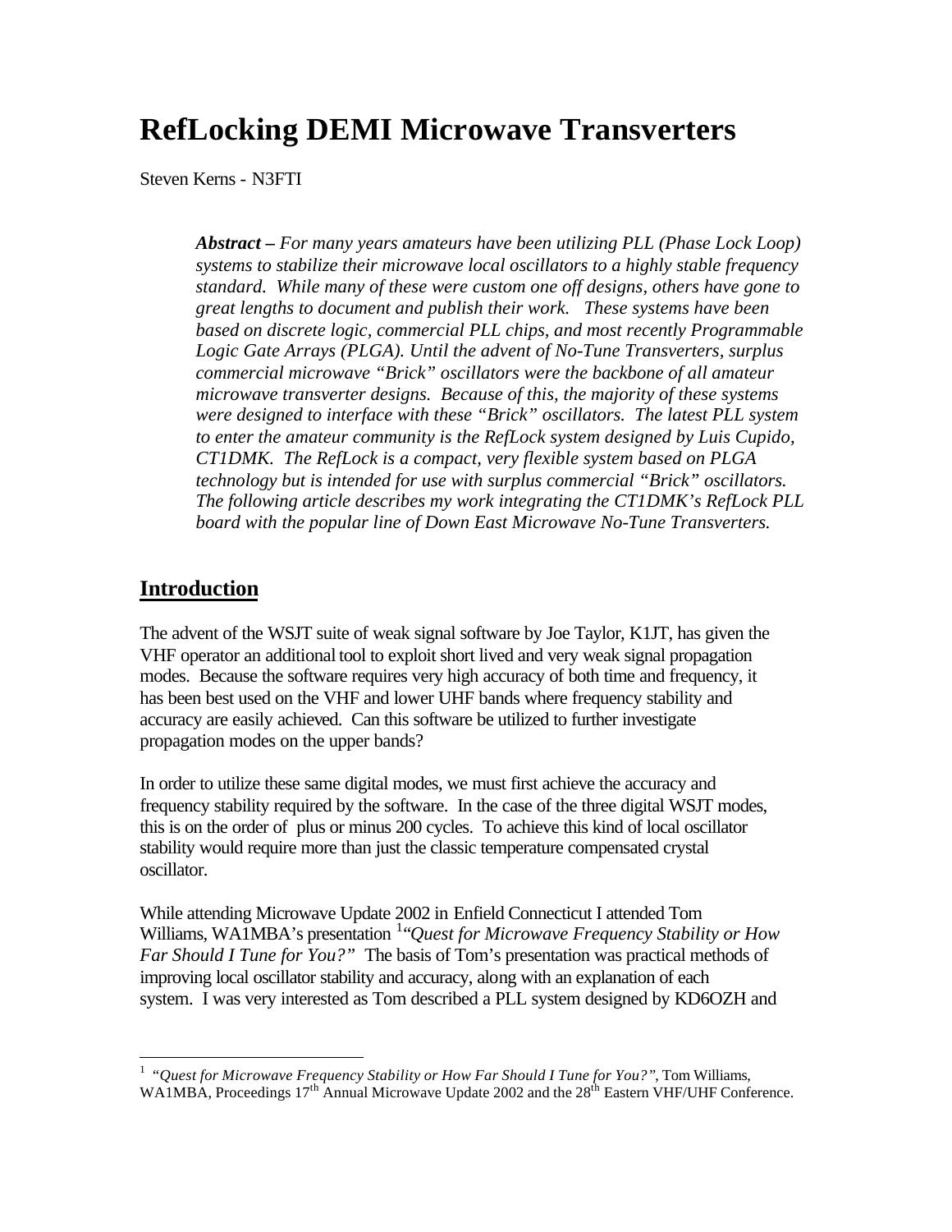# RefLocking DEMI Microwave Transverters

Steven Kerns - N3FTI

> ***Abstract –*** *For many years amateurs have been utilizing PLL (Phase Lock Loop) systems to stabilize their microwave local oscillators to a highly stable frequency standard. While many of these were custom one off designs, others have gone to great lengths to document and publish their work. These systems have been based on discrete logic, commercial PLL chips, and most recently Programmable Logic Gate Arrays (PLGA). Until the advent of No-Tune Transverters, surplus commercial microwave "Brick" oscillators were the backbone of all amateur microwave transverter designs. Because of this, the majority of these systems were designed to interface with these "Brick" oscillators. The latest PLL system to enter the amateur community is the RefLock system designed by Luis Cupido, CT1DMK. The RefLock is a compact, very flexible system based on PLGA technology but is intended for use with surplus commercial "Brick" oscillators. The following article describes my work integrating the CT1DMK's RefLock PLL board with the popular line of Down East Microwave No-Tune Transverters.*

## Introduction

The advent of the WSJT suite of weak signal software by Joe Taylor, K1JT, has given the VHF operator an additional tool to exploit short lived and very weak signal propagation modes. Because the software requires very high accuracy of both time and frequency, it has been best used on the VHF and lower UHF bands where frequency stability and accuracy are easily achieved. Can this software be utilized to further investigate propagation modes on the upper bands?

In order to utilize these same digital modes, we must first achieve the accuracy and frequency stability required by the software. In the case of the three digital WSJT modes, this is on the order of plus or minus 200 cycles. To achieve this kind of local oscillator stability would require more than just the classic temperature compensated crystal oscillator.

While attending Microwave Update 2002 in Enfield Connecticut I attended Tom Williams, WA1MBA's presentation [1]*"Quest for Microwave Frequency Stability or How Far Should I Tune for You?"* The basis of Tom's presentation was practical methods of improving local oscillator stability and accuracy, along with an explanation of each system. I was very interested as Tom described a PLL system designed by KD6OZH and

---

[1] *"Quest for Microwave Frequency Stability or How Far Should I Tune for You?"*, Tom Williams, WA1MBA, Proceedings 17th Annual Microwave Update 2002 and the 28th Eastern VHF/UHF Conference.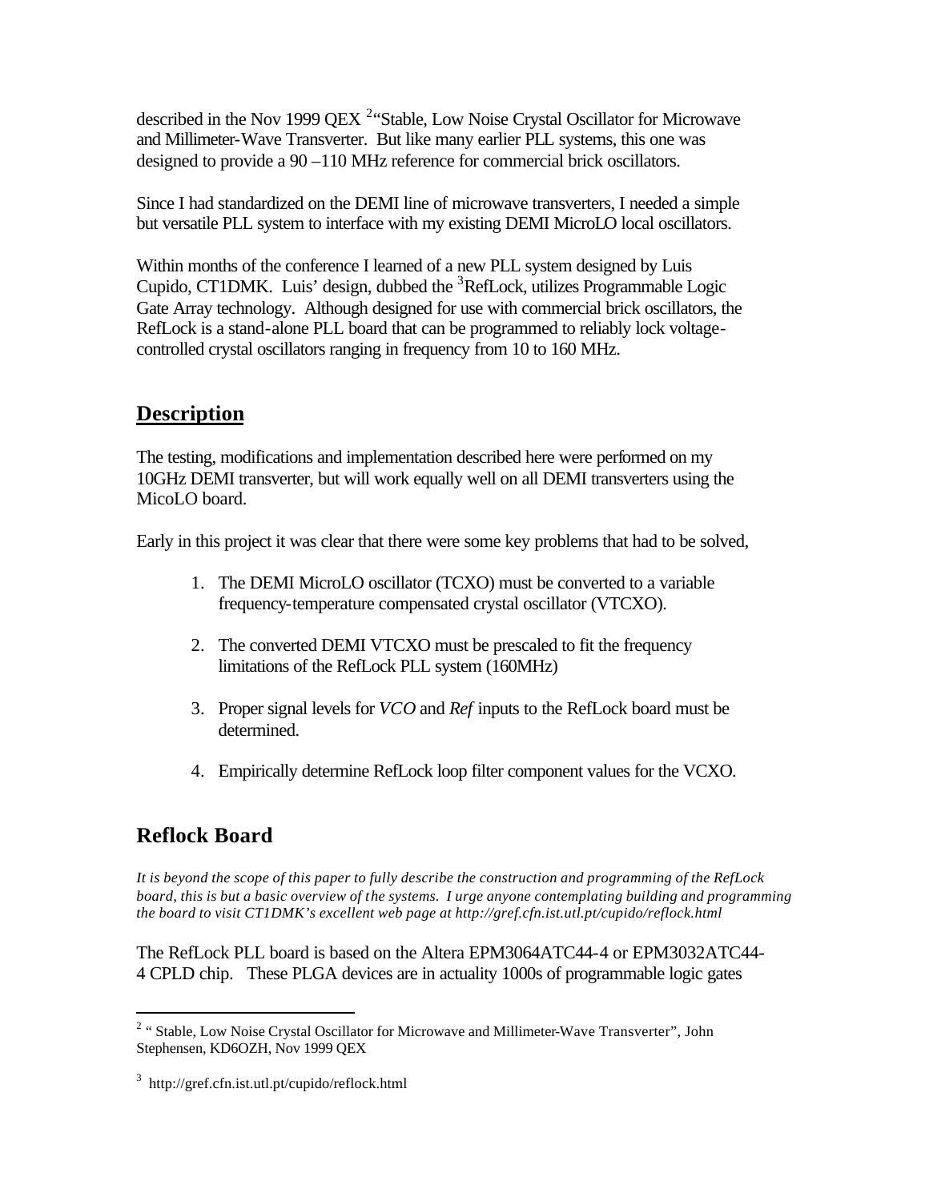described in the Nov 1999 QEX [2]"Stable, Low Noise Crystal Oscillator for Microwave and Millimeter-Wave Transverter. But like many earlier PLL systems, this one was designed to provide a 90 –110 MHz reference for commercial brick oscillators.

Since I had standardized on the DEMI line of microwave transverters, I needed a simple but versatile PLL system to interface with my existing DEMI MicroLO local oscillators.

Within months of the conference I learned of a new PLL system designed by Luis Cupido, CT1DMK. Luis' design, dubbed the [3]RefLock, utilizes Programmable Logic Gate Array technology. Although designed for use with commercial brick oscillators, the RefLock is a stand-alone PLL board that can be programmed to reliably lock voltage-controlled crystal oscillators ranging in frequency from 10 to 160 MHz.

## Description

The testing, modifications and implementation described here were performed on my 10GHz DEMI transverter, but will work equally well on all DEMI transverters using the MicoLO board.

Early in this project it was clear that there were some key problems that had to be solved,

1. The DEMI MicroLO oscillator (TCXO) must be converted to a variable frequency-temperature compensated crystal oscillator (VTCXO).

2. The converted DEMI VTCXO must be prescaled to fit the frequency limitations of the RefLock PLL system (160MHz)

3. Proper signal levels for *VCO* and *Ref* inputs to the RefLock board must be determined.

4. Empirically determine RefLock loop filter component values for the VCXO.

## Reflock Board

*It is beyond the scope of this paper to fully describe the construction and programming of the RefLock board, this is but a basic overview of the systems. I urge anyone contemplating building and programming the board to visit CT1DMK's excellent web page at http://gref.cfn.ist.utl.pt/cupido/reflock.html*

The RefLock PLL board is based on the Altera EPM3064ATC44-4 or EPM3032ATC44-4 CPLD chip. These PLGA devices are in actuality 1000s of programmable logic gates

---

[2] " Stable, Low Noise Crystal Oscillator for Microwave and Millimeter-Wave Transverter", John Stephensen, KD6OZH, Nov 1999 QEX

[3] http://gref.cfn.ist.utl.pt/cupido/reflock.html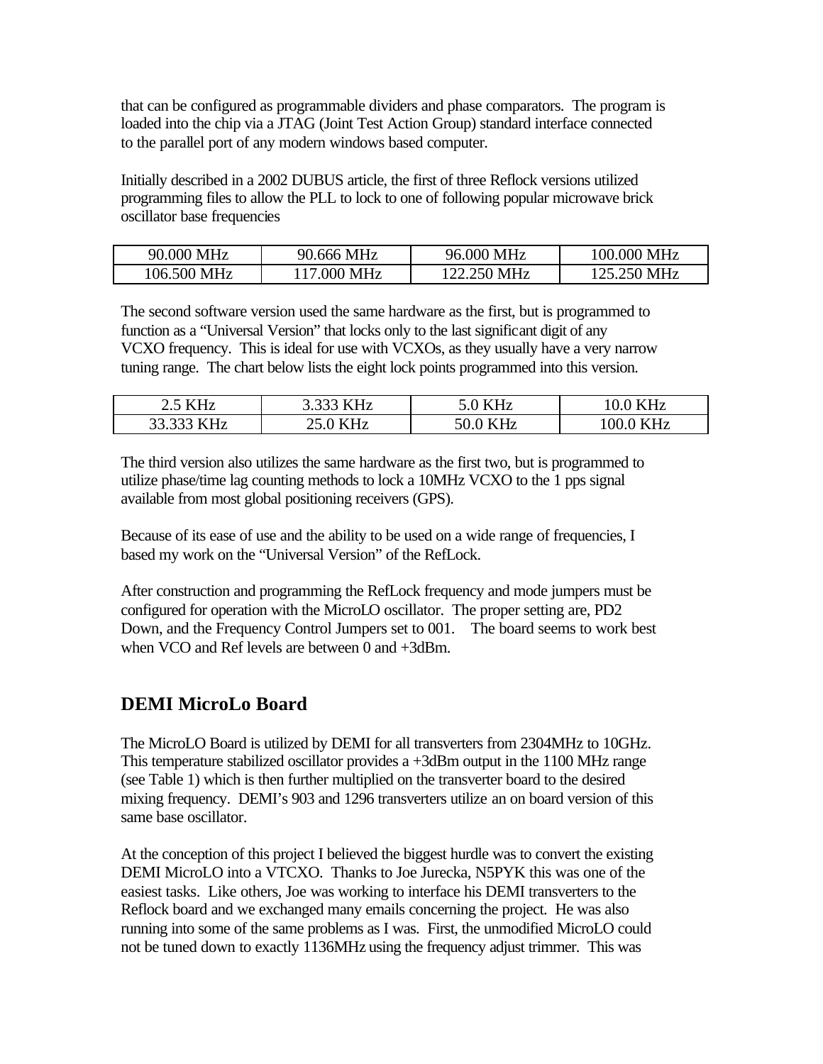that can be configured as programmable dividers and phase comparators. The program is loaded into the chip via a JTAG (Joint Test Action Group) standard interface connected to the parallel port of any modern windows based computer.

Initially described in a 2002 DUBUS article, the first of three Reflock versions utilized programming files to allow the PLL to lock to one of following popular microwave brick oscillator base frequencies

| 90.000 MHz | 90.666 MHz | 96.000 MHz | 100.000 MHz |
|---|---|---|---|
| 106.500 MHz | 117.000 MHz | 122.250 MHz | 125.250 MHz |

The second software version used the same hardware as the first, but is programmed to function as a "Universal Version" that locks only to the last significant digit of any VCXO frequency. This is ideal for use with VCXOs, as they usually have a very narrow tuning range. The chart below lists the eight lock points programmed into this version.

| 2.5 KHz | 3.333 KHz | 5.0 KHz | 10.0 KHz |
|---|---|---|---|
| 33.333 KHz | 25.0 KHz | 50.0 KHz | 100.0 KHz |

The third version also utilizes the same hardware as the first two, but is programmed to utilize phase/time lag counting methods to lock a 10MHz VCXO to the 1 pps signal available from most global positioning receivers (GPS).

Because of its ease of use and the ability to be used on a wide range of frequencies, I based my work on the "Universal Version" of the RefLock.

After construction and programming the RefLock frequency and mode jumpers must be configured for operation with the MicroLO oscillator. The proper setting are, PD2 Down, and the Frequency Control Jumpers set to 001. The board seems to work best when VCO and Ref levels are between 0 and +3dBm.

## DEMI MicroLo Board

The MicroLO Board is utilized by DEMI for all transverters from 2304MHz to 10GHz. This temperature stabilized oscillator provides a +3dBm output in the 1100 MHz range (see Table 1) which is then further multiplied on the transverter board to the desired mixing frequency. DEMI's 903 and 1296 transverters utilize an on board version of this same base oscillator.

At the conception of this project I believed the biggest hurdle was to convert the existing DEMI MicroLO into a VTCXO. Thanks to Joe Jurecka, N5PYK this was one of the easiest tasks. Like others, Joe was working to interface his DEMI transverters to the Reflock board and we exchanged many emails concerning the project. He was also running into some of the same problems as I was. First, the unmodified MicroLO could not be tuned down to exactly 1136MHz using the frequency adjust trimmer. This was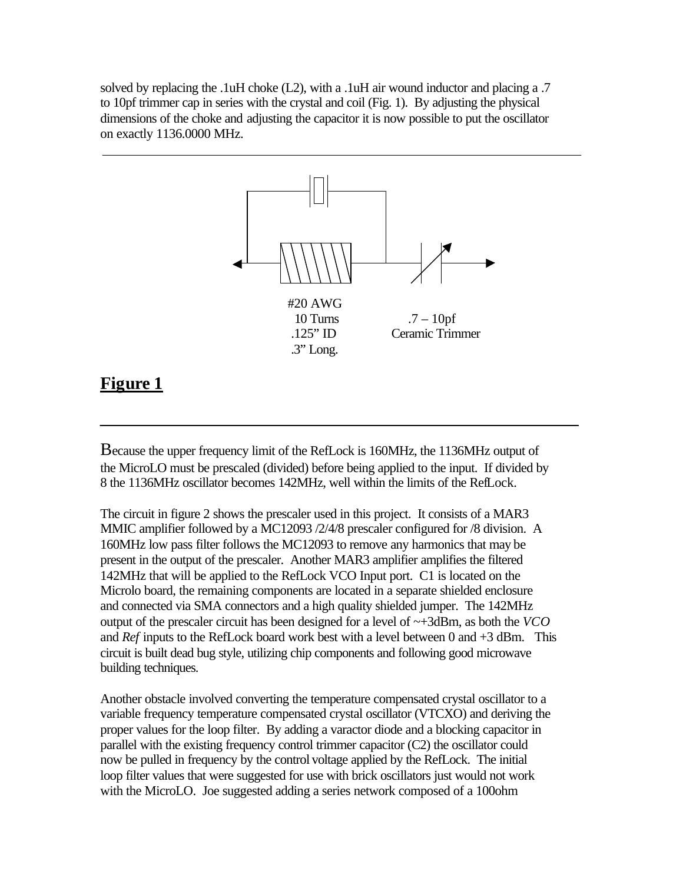solved by replacing the .1uH choke (L2), with a .1uH air wound inductor and placing a .7 to 10pf trimmer cap in series with the crystal and coil (Fig. 1). By adjusting the physical dimensions of the choke and adjusting the capacitor it is now possible to put the oscillator on exactly 1136.0000 MHz.

---

#20 AWG
10 Turns
.125" ID
.3" Long.

.7 – 10pf
Ceramic Trimmer

## **Figure 1**

---

Because the upper frequency limit of the RefLock is 160MHz, the 1136MHz output of the MicroLO must be prescaled (divided) before being applied to the input. If divided by 8 the 1136MHz oscillator becomes 142MHz, well within the limits of the RefLock.

The circuit in figure 2 shows the prescaler used in this project. It consists of a MAR3 MMIC amplifier followed by a MC12093 /2/4/8 prescaler configured for /8 division. A 160MHz low pass filter follows the MC12093 to remove any harmonics that may be present in the output of the prescaler. Another MAR3 amplifier amplifies the filtered 142MHz that will be applied to the RefLock VCO Input port. C1 is located on the Microlo board, the remaining components are located in a separate shielded enclosure and connected via SMA connectors and a high quality shielded jumper. The 142MHz output of the prescaler circuit has been designed for a level of ~+3dBm, as both the *VCO* and *Ref* inputs to the RefLock board work best with a level between 0 and +3 dBm. This circuit is built dead bug style, utilizing chip components and following good microwave building techniques.

Another obstacle involved converting the temperature compensated crystal oscillator to a variable frequency temperature compensated crystal oscillator (VTCXO) and deriving the proper values for the loop filter. By adding a varactor diode and a blocking capacitor in parallel with the existing frequency control trimmer capacitor (C2) the oscillator could now be pulled in frequency by the control voltage applied by the RefLock. The initial loop filter values that were suggested for use with brick oscillators just would not work with the MicroLO. Joe suggested adding a series network composed of a 100ohm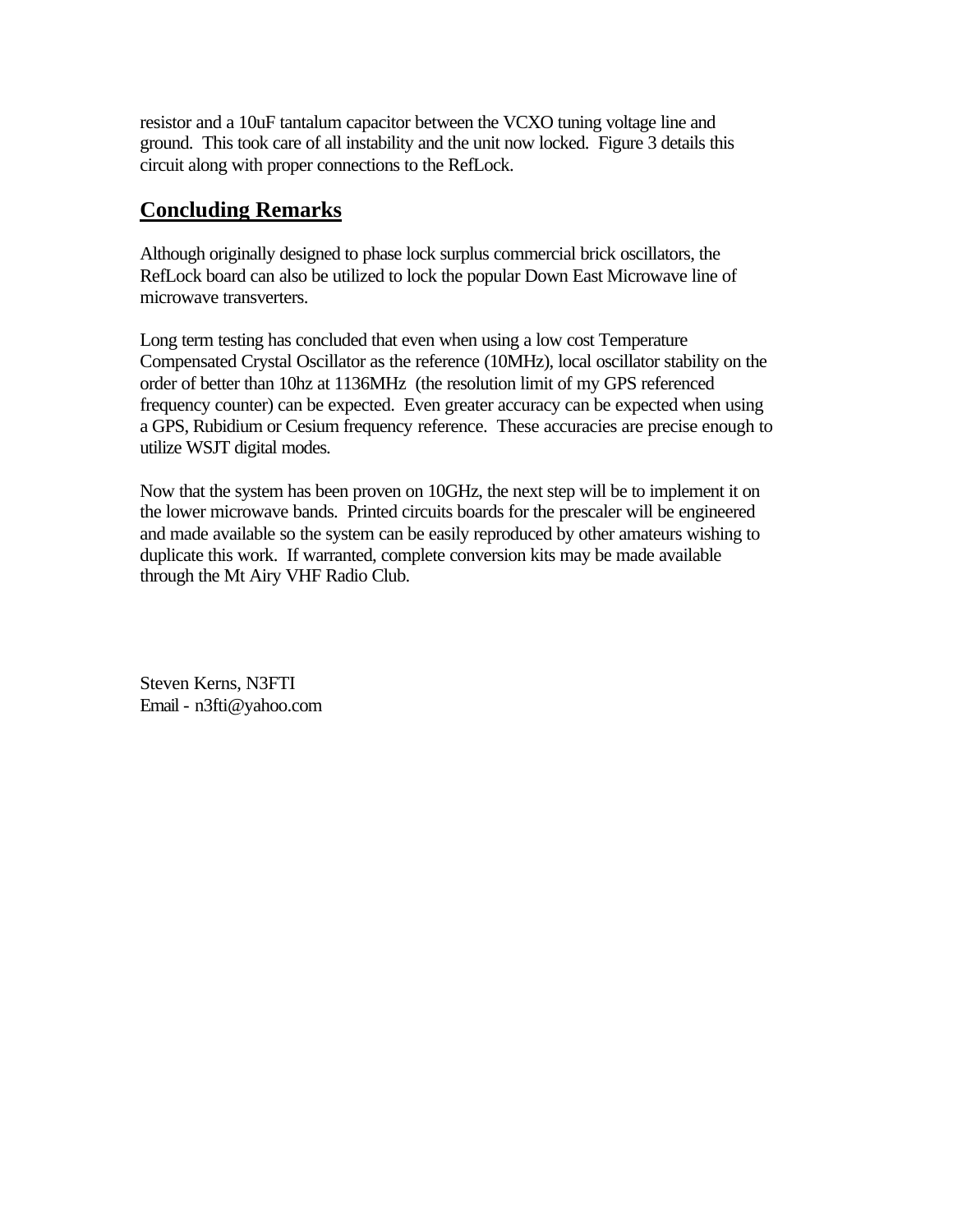resistor and a 10uF tantalum capacitor between the VCXO tuning voltage line and ground. This took care of all instability and the unit now locked. Figure 3 details this circuit along with proper connections to the RefLock.

## Concluding Remarks

Although originally designed to phase lock surplus commercial brick oscillators, the RefLock board can also be utilized to lock the popular Down East Microwave line of microwave transverters.

Long term testing has concluded that even when using a low cost Temperature Compensated Crystal Oscillator as the reference (10MHz), local oscillator stability on the order of better than 10hz at 1136MHz (the resolution limit of my GPS referenced frequency counter) can be expected. Even greater accuracy can be expected when using a GPS, Rubidium or Cesium frequency reference. These accuracies are precise enough to utilize WSJT digital modes.

Now that the system has been proven on 10GHz, the next step will be to implement it on the lower microwave bands. Printed circuits boards for the prescaler will be engineered and made available so the system can be easily reproduced by other amateurs wishing to duplicate this work. If warranted, complete conversion kits may be made available through the Mt Airy VHF Radio Club.

Steven Kerns, N3FTI
Email - n3fti@yahoo.com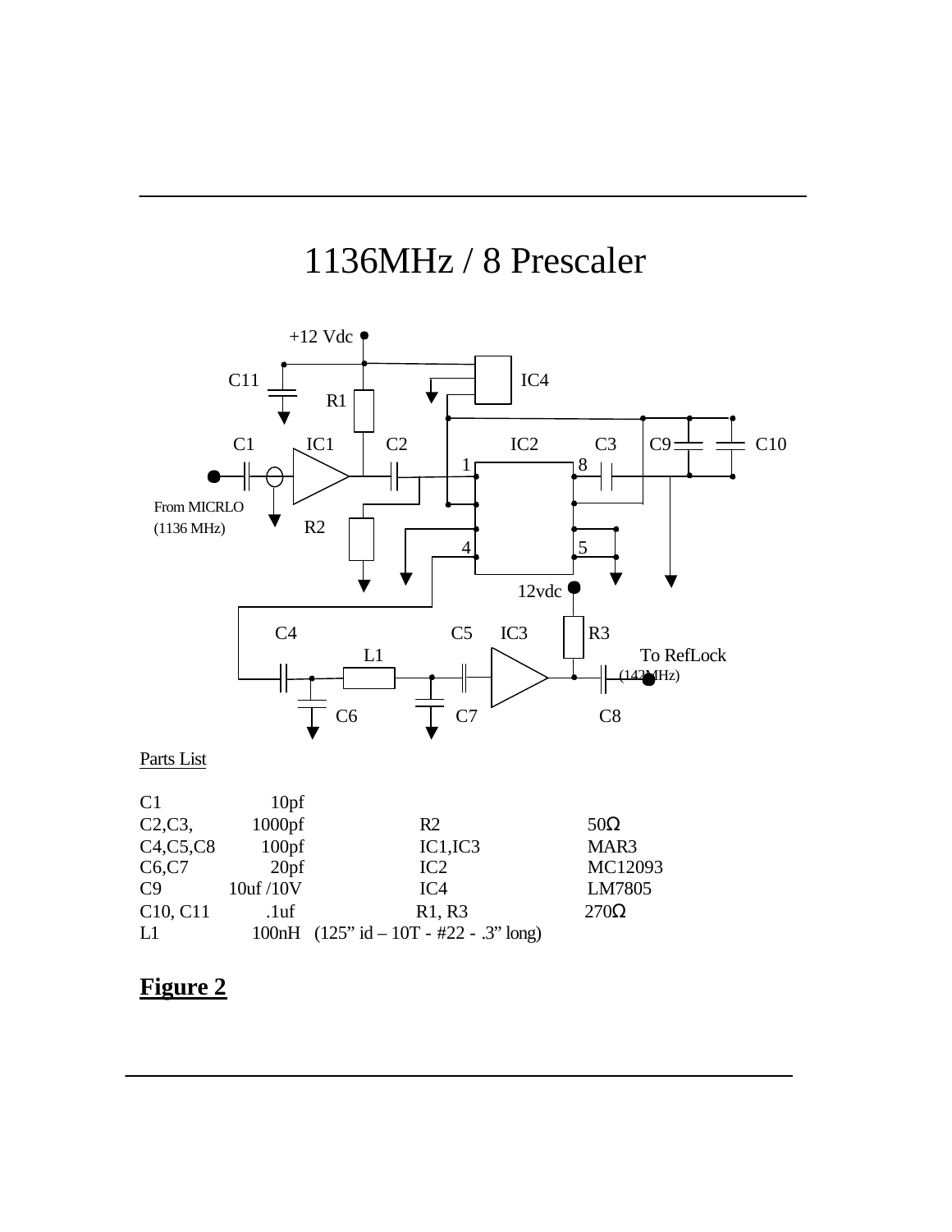# 1136MHz / 8 Prescaler

+12 Vdc

C11 IC4

R1

C1 IC1 C2 IC2 C3 C9 C10

1 8

From MICRLO (1136 MHz)

R2

4 5

12vdc

C4 C5 IC3 R3

L1

To RefLock (142MHz)

C6 C7 C8

Parts List

| | | | |
|---|---|---|---|
| C1 | 10pf | | |
| C2,C3, | 1000pf | R2 | 50Ω |
| C4,C5,C8 | 100pf | IC1,IC3 | MAR3 |
| C6,C7 | 20pf | IC2 | MC12093 |
| C9 | 10uf /10V | IC4 | LM7805 |
| C10, C11 | .1uf | R1, R3 | 270Ω |
| L1 | 100nH (125" id – 10T - #22 - .3" long) | | |

**Figure 2**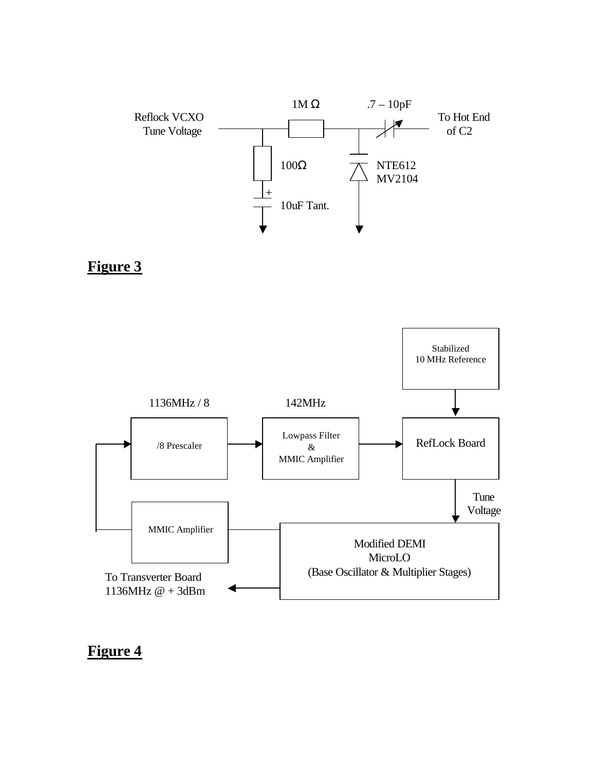Reflock VCXO Tune Voltage

1M Ω

.7 – 10pF

To Hot End of C2

100Ω

10uF Tant.

NTE612
MV2104

**Figure 3**

Stabilized
10 MHz Reference

1136MHz / 8

142MHz

/8 Prescaler

Lowpass Filter
&
MMIC Amplifier

RefLock Board

Tune
Voltage

MMIC Amplifier

Modified DEMI
MicroLO
(Base Oscillator & Multiplier Stages)

To Transverter Board
1136MHz @ + 3dBm

**Figure 4**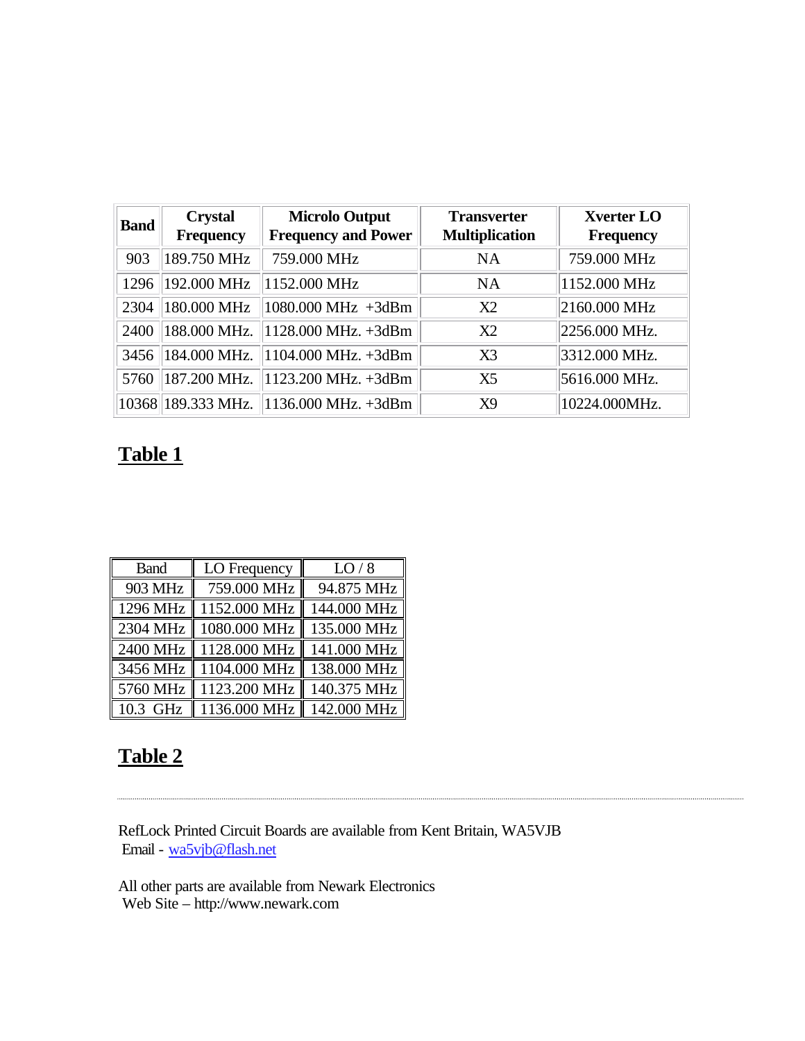| Band | Crystal Frequency | Microlo Output Frequency and Power | Transverter Multiplication | Xverter LO Frequency |
|---|---|---|---|---|
| 903 | 189.750 MHz | 759.000 MHz | NA | 759.000 MHz |
| 1296 | 192.000 MHz | 1152.000 MHz | NA | 1152.000 MHz |
| 2304 | 180.000 MHz | 1080.000 MHz +3dBm | X2 | 2160.000 MHz |
| 2400 | 188.000 MHz. | 1128.000 MHz. +3dBm | X2 | 2256.000 MHz. |
| 3456 | 184.000 MHz. | 1104.000 MHz. +3dBm | X3 | 3312.000 MHz. |
| 5760 | 187.200 MHz. | 1123.200 MHz. +3dBm | X5 | 5616.000 MHz. |
| 10368 | 189.333 MHz. | 1136.000 MHz. +3dBm | X9 | 10224.000MHz. |

## Table 1

| Band | LO Frequency | LO / 8 |
|---|---|---|
| 903 MHz | 759.000 MHz | 94.875 MHz |
| 1296 MHz | 1152.000 MHz | 144.000 MHz |
| 2304 MHz | 1080.000 MHz | 135.000 MHz |
| 2400 MHz | 1128.000 MHz | 141.000 MHz |
| 3456 MHz | 1104.000 MHz | 138.000 MHz |
| 5760 MHz | 1123.200 MHz | 140.375 MHz |
| 10.3 GHz | 1136.000 MHz | 142.000 MHz |

## Table 2

---

RefLock Printed Circuit Boards are available from Kent Britain, WA5VJB
Email - wa5vjb@flash.net

All other parts are available from Newark Electronics
Web Site – http://www.newark.com